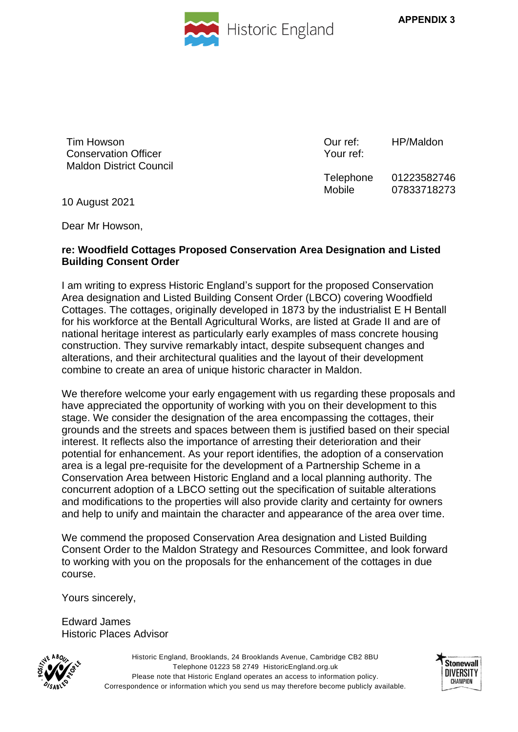APPENDIX 3

Historic England

Tim Howson
Conservation Officer
Maldon District Council

Our ref: HP/Maldon
Your ref:

Telephone 01223582746
Mobile 07833718273

10 August 2021

Dear Mr Howson,

**re: Woodfield Cottages Proposed Conservation Area Designation and Listed Building Consent Order**

I am writing to express Historic England's support for the proposed Conservation Area designation and Listed Building Consent Order (LBCO) covering Woodfield Cottages. The cottages, originally developed in 1873 by the industrialist E H Bentall for his workforce at the Bentall Agricultural Works, are listed at Grade II and are of national heritage interest as particularly early examples of mass concrete housing construction. They survive remarkably intact, despite subsequent changes and alterations, and their architectural qualities and the layout of their development combine to create an area of unique historic character in Maldon.

We therefore welcome your early engagement with us regarding these proposals and have appreciated the opportunity of working with you on their development to this stage. We consider the designation of the area encompassing the cottages, their grounds and the streets and spaces between them is justified based on their special interest. It reflects also the importance of arresting their deterioration and their potential for enhancement. As your report identifies, the adoption of a conservation area is a legal pre-requisite for the development of a Partnership Scheme in a Conservation Area between Historic England and a local planning authority. The concurrent adoption of a LBCO setting out the specification of suitable alterations and modifications to the properties will also provide clarity and certainty for owners and help to unify and maintain the character and appearance of the area over time.

We commend the proposed Conservation Area designation and Listed Building Consent Order to the Maldon Strategy and Resources Committee, and look forward to working with you on the proposals for the enhancement of the cottages in due course.

Yours sincerely,

Edward James
Historic Places Advisor

Historic England, Brooklands, 24 Brooklands Avenue, Cambridge CB2 8BU
Telephone 01223 58 2749 HistoricEngland.org.uk
Please note that Historic England operates an access to information policy.
Correspondence or information which you send us may therefore become publicly available.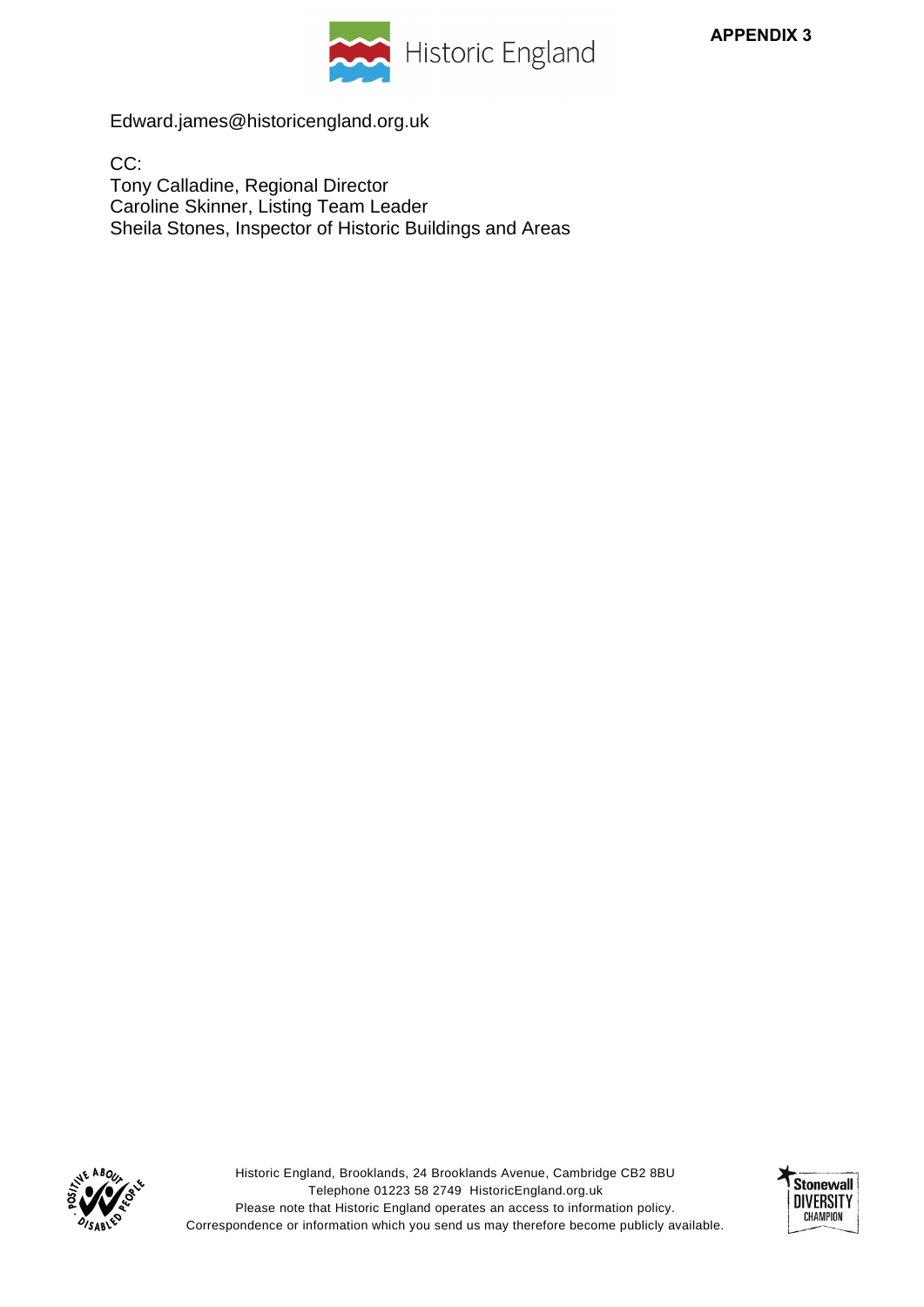**APPENDIX 3**

Edward.james@historicengland.org.uk

CC:
Tony Calladine, Regional Director
Caroline Skinner, Listing Team Leader
Sheila Stones, Inspector of Historic Buildings and Areas

Historic England, Brooklands, 24 Brooklands Avenue, Cambridge CB2 8BU
Telephone 01223 58 2749 HistoricEngland.org.uk
Please note that Historic England operates an access to information policy.
Correspondence or information which you send us may therefore become publicly available.